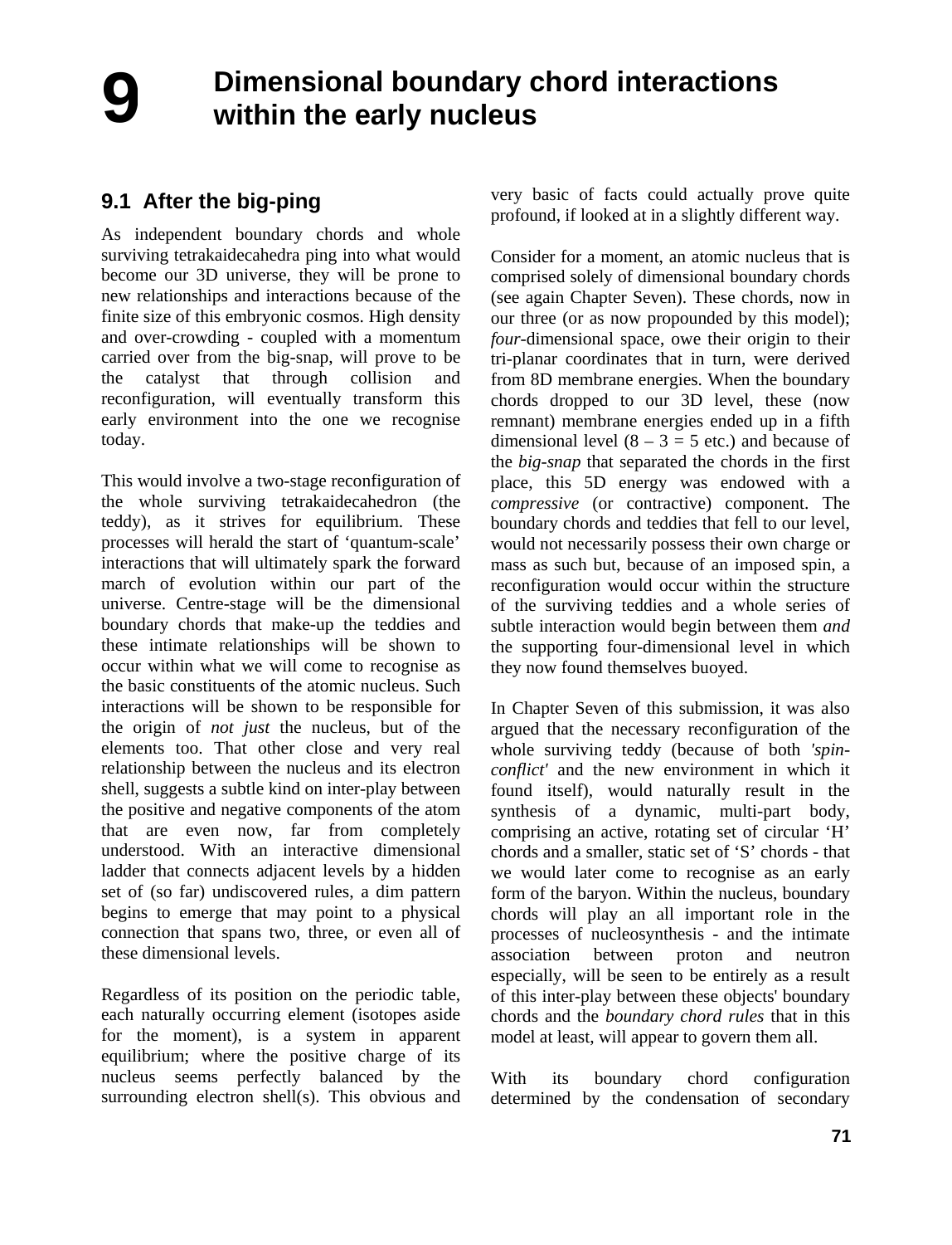# 9 Dimensional boundary chord interactions within the early nucleus

## 9.1 After the big-ping

As independent boundary chords and whole surviving tetrakaidecahedra ping into what would become our 3D universe, they will be prone to new relationships and interactions because of the finite size of this embryonic cosmos. High density and over-crowding - coupled with a momentum carried over from the big-snap, will prove to be the catalyst that through collision and reconfiguration, will eventually transform this early environment into the one we recognise today.

This would involve a two-stage reconfiguration of the whole surviving tetrakaidecahedron (the teddy), as it strives for equilibrium. These processes will herald the start of 'quantum-scale' interactions that will ultimately spark the forward march of evolution within our part of the universe. Centre-stage will be the dimensional boundary chords that make-up the teddies and these intimate relationships will be shown to occur within what we will come to recognise as the basic constituents of the atomic nucleus. Such interactions will be shown to be responsible for the origin of *not just* the nucleus, but of the elements too. That other close and very real relationship between the nucleus and its electron shell, suggests a subtle kind on inter-play between the positive and negative components of the atom that are even now, far from completely understood. With an interactive dimensional ladder that connects adjacent levels by a hidden set of (so far) undiscovered rules, a dim pattern begins to emerge that may point to a physical connection that spans two, three, or even all of these dimensional levels.

Regardless of its position on the periodic table, each naturally occurring element (isotopes aside for the moment), is a system in apparent equilibrium; where the positive charge of its nucleus seems perfectly balanced by the surrounding electron shell(s). This obvious and very basic of facts could actually prove quite profound, if looked at in a slightly different way.

Consider for a moment, an atomic nucleus that is comprised solely of dimensional boundary chords (see again Chapter Seven). These chords, now in our three (or as now propounded by this model); *four*-dimensional space, owe their origin to their tri-planar coordinates that in turn, were derived from 8D membrane energies. When the boundary chords dropped to our 3D level, these (now remnant) membrane energies ended up in a fifth dimensional level ($8 – 3 = 5$ etc.) and because of the *big-snap* that separated the chords in the first place, this 5D energy was endowed with a *compressive* (or contractive) component. The boundary chords and teddies that fell to our level, would not necessarily possess their own charge or mass as such but, because of an imposed spin, a reconfiguration would occur within the structure of the surviving teddies and a whole series of subtle interaction would begin between them *and* the supporting four-dimensional level in which they now found themselves buoyed.

In Chapter Seven of this submission, it was also argued that the necessary reconfiguration of the whole surviving teddy (because of both *'spin-conflict'* and the new environment in which it found itself), would naturally result in the synthesis of a dynamic, multi-part body, comprising an active, rotating set of circular 'H' chords and a smaller, static set of 'S' chords - that we would later come to recognise as an early form of the baryon. Within the nucleus, boundary chords will play an all important role in the processes of nucleosynthesis - and the intimate association between proton and neutron especially, will be seen to be entirely as a result of this inter-play between these objects' boundary chords and the *boundary chord rules* that in this model at least, will appear to govern them all.

With its boundary chord configuration determined by the condensation of secondary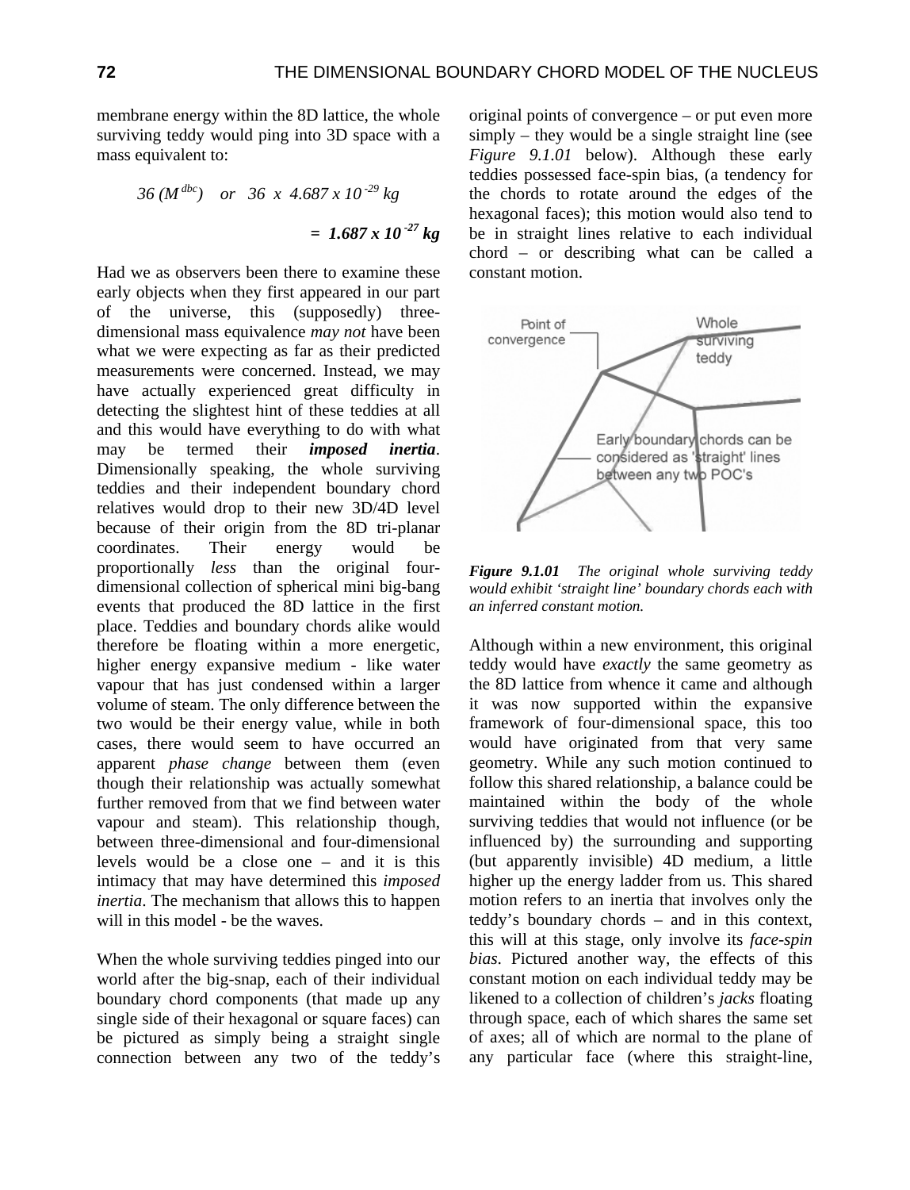membrane energy within the 8D lattice, the whole surviving teddy would ping into 3D space with a mass equivalent to:

$$36\,(M^{dbc}) \quad or \quad 36 \times 4.687 \times 10^{-29}\ kg$$

$$= \mathbf{1.687 \times 10^{-27}\ kg}$$

Had we as observers been there to examine these early objects when they first appeared in our part of the universe, this (supposedly) three-dimensional mass equivalence *may not* have been what we were expecting as far as their predicted measurements were concerned. Instead, we may have actually experienced great difficulty in detecting the slightest hint of these teddies at all and this would have everything to do with what may be termed their ***imposed inertia***. Dimensionally speaking, the whole surviving teddies and their independent boundary chord relatives would drop to their new 3D/4D level because of their origin from the 8D tri-planar coordinates. Their energy would be proportionally *less* than the original four-dimensional collection of spherical mini big-bang events that produced the 8D lattice in the first place. Teddies and boundary chords alike would therefore be floating within a more energetic, higher energy expansive medium - like water vapour that has just condensed within a larger volume of steam. The only difference between the two would be their energy value, while in both cases, there would seem to have occurred an apparent *phase change* between them (even though their relationship was actually somewhat further removed from that we find between water vapour and steam). This relationship though, between three-dimensional and four-dimensional levels would be a close one – and it is this intimacy that may have determined this *imposed inertia*. The mechanism that allows this to happen will in this model - be the waves.

When the whole surviving teddies pinged into our world after the big-snap, each of their individual boundary chord components (that made up any single side of their hexagonal or square faces) can be pictured as simply being a straight single connection between any two of the teddy's original points of convergence – or put even more simply – they would be a single straight line (see *Figure 9.1.01* below). Although these early teddies possessed face-spin bias, (a tendency for the chords to rotate around the edges of the hexagonal faces); this motion would also tend to be in straight lines relative to each individual chord – or describing what can be called a constant motion.

***Figure 9.1.01*** *The original whole surviving teddy would exhibit 'straight line' boundary chords each with an inferred constant motion.*

Although within a new environment, this original teddy would have *exactly* the same geometry as the 8D lattice from whence it came and although it was now supported within the expansive framework of four-dimensional space, this too would have originated from that very same geometry. While any such motion continued to follow this shared relationship, a balance could be maintained within the body of the whole surviving teddies that would not influence (or be influenced by) the surrounding and supporting (but apparently invisible) 4D medium, a little higher up the energy ladder from us. This shared motion refers to an inertia that involves only the teddy's boundary chords – and in this context, this will at this stage, only involve its *face-spin bias*. Pictured another way, the effects of this constant motion on each individual teddy may be likened to a collection of children's *jacks* floating through space, each of which shares the same set of axes; all of which are normal to the plane of any particular face (where this straight-line,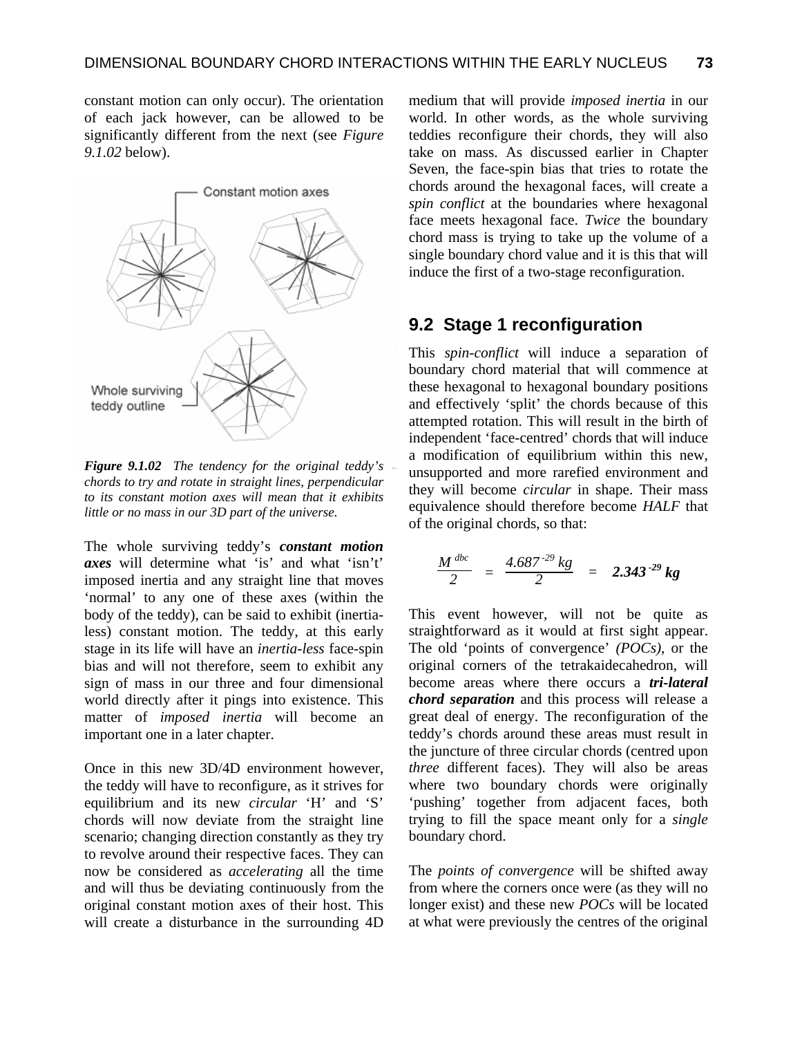constant motion can only occur). The orientation of each jack however, can be allowed to be significantly different from the next (see *Figure 9.1.02* below).

*Figure 9.1.02 The tendency for the original teddy's chords to try and rotate in straight lines, perpendicular to its constant motion axes will mean that it exhibits little or no mass in our 3D part of the universe.*

The whole surviving teddy's ***constant motion axes*** will determine what 'is' and what 'isn't' imposed inertia and any straight line that moves 'normal' to any one of these axes (within the body of the teddy), can be said to exhibit (inertia-less) constant motion. The teddy, at this early stage in its life will have an *inertia-less* face-spin bias and will not therefore, seem to exhibit any sign of mass in our three and four dimensional world directly after it pings into existence. This matter of *imposed inertia* will become an important one in a later chapter.

Once in this new 3D/4D environment however, the teddy will have to reconfigure, as it strives for equilibrium and its new *circular* 'H' and 'S' chords will now deviate from the straight line scenario; changing direction constantly as they try to revolve around their respective faces. They can now be considered as *accelerating* all the time and will thus be deviating continuously from the original constant motion axes of their host. This will create a disturbance in the surrounding 4D medium that will provide *imposed inertia* in our world. In other words, as the whole surviving teddies reconfigure their chords, they will also take on mass. As discussed earlier in Chapter Seven, the face-spin bias that tries to rotate the chords around the hexagonal faces, will create a *spin conflict* at the boundaries where hexagonal face meets hexagonal face. *Twice* the boundary chord mass is trying to take up the volume of a single boundary chord value and it is this that will induce the first of a two-stage reconfiguration.

## 9.2 Stage 1 reconfiguration

This *spin-conflict* will induce a separation of boundary chord material that will commence at these hexagonal to hexagonal boundary positions and effectively 'split' the chords because of this attempted rotation. This will result in the birth of independent 'face-centred' chords that will induce a modification of equilibrium within this new, unsupported and more rarefied environment and they will become *circular* in shape. Their mass equivalence should therefore become *HALF* that of the original chords, so that:

$$\frac{M^{dbc}}{2} = \frac{4.687^{-29}\,kg}{2} = \mathbf{2.343^{-29}\,kg}$$

This event however, will not be quite as straightforward as it would at first sight appear. The old 'points of convergence' *(POCs)*, or the original corners of the tetrakaidecahedron, will become areas where there occurs a ***tri-lateral chord separation*** and this process will release a great deal of energy. The reconfiguration of the teddy's chords around these areas must result in the juncture of three circular chords (centred upon *three* different faces). They will also be areas where two boundary chords were originally 'pushing' together from adjacent faces, both trying to fill the space meant only for a *single* boundary chord.

The *points of convergence* will be shifted away from where the corners once were (as they will no longer exist) and these new *POCs* will be located at what were previously the centres of the original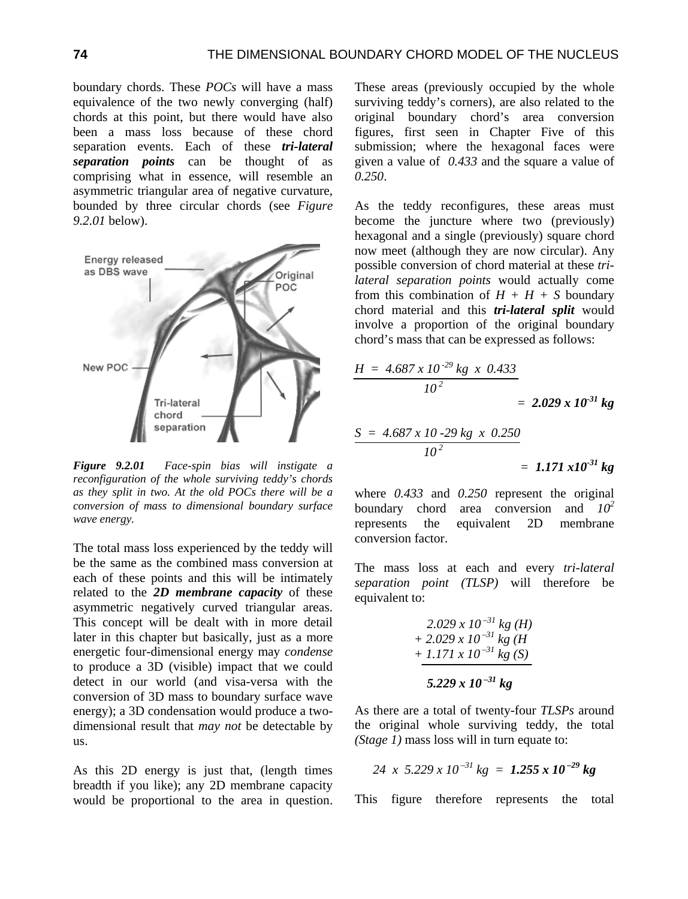boundary chords. These *POCs* will have a mass equivalence of the two newly converging (half) chords at this point, but there would have also been a mass loss because of these chord separation events. Each of these ***tri-lateral separation points*** can be thought of as comprising what in essence, will resemble an asymmetric triangular area of negative curvature, bounded by three circular chords (see *Figure 9.2.01* below).

***Figure 9.2.01*** *Face-spin bias will instigate a reconfiguration of the whole surviving teddy's chords as they split in two. At the old POCs there will be a conversion of mass to dimensional boundary surface wave energy.*

The total mass loss experienced by the teddy will be the same as the combined mass conversion at each of these points and this will be intimately related to the ***2D membrane capacity*** of these asymmetric negatively curved triangular areas. This concept will be dealt with in more detail later in this chapter but basically, just as a more energetic four-dimensional energy may *condense* to produce a 3D (visible) impact that we could detect in our world (and visa-versa with the conversion of 3D mass to boundary surface wave energy); a 3D condensation would produce a two-dimensional result that *may not* be detectable by us.

As this 2D energy is just that, (length times breadth if you like); any 2D membrane capacity would be proportional to the area in question. These areas (previously occupied by the whole surviving teddy's corners), are also related to the original boundary chord's area conversion figures, first seen in Chapter Five of this submission; where the hexagonal faces were given a value of *0.433* and the square a value of *0.250*.

As the teddy reconfigures, these areas must become the juncture where two (previously) hexagonal and a single (previously) square chord now meet (although they are now circular). Any possible conversion of chord material at these *tri-lateral separation points* would actually come from this combination of $H + H + S$ boundary chord material and this ***tri-lateral split*** would involve a proportion of the original boundary chord's mass that can be expressed as follows:

$$H = \frac{4.687 \times 10^{-29}\ kg \times 0.433}{10^{2}} = \mathbf{2.029 \times 10^{-31}\ kg}$$

$$S = \frac{4.687 \times 10^{-29}\ kg \times 0.250}{10^{2}} = \mathbf{1.171 \times 10^{-31}\ kg}$$

where *0.433* and *0.250* represent the original boundary chord area conversion and $10^2$ represents the equivalent 2D membrane conversion factor.

The mass loss at each and every *tri-lateral separation point (TLSP)* will therefore be equivalent to:

$$\begin{array}{r} 2.029 \times 10^{-31}\ kg\ (H) \\ +\ 2.029 \times 10^{-31}\ kg\ (H \\ +\ 1.171 \times 10^{-31}\ kg\ (S) \\ \hline \mathbf{5.229 \times 10^{-31}\ kg} \end{array}$$

As there are a total of twenty-four *TLSPs* around the original whole surviving teddy, the total *(Stage 1)* mass loss will in turn equate to:

$$24 \times 5.229 \times 10^{-31}\ kg = \mathbf{1.255 \times 10^{-29}\ kg}$$

This figure therefore represents the total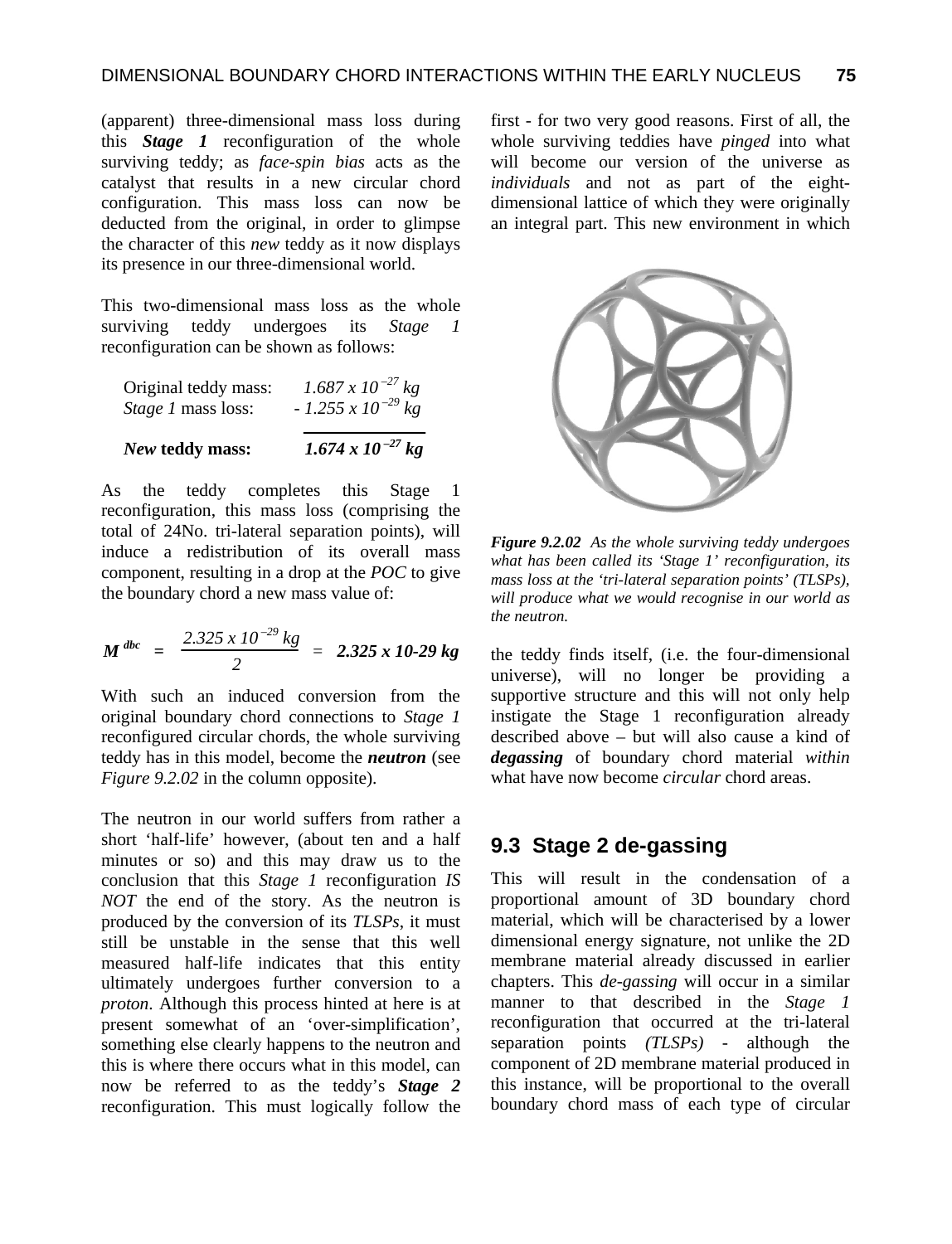(apparent) three-dimensional mass loss during this ***Stage 1*** reconfiguration of the whole surviving teddy; as *face-spin bias* acts as the catalyst that results in a new circular chord configuration. This mass loss can now be deducted from the original, in order to glimpse the character of this *new* teddy as it now displays its presence in our three-dimensional world.

This two-dimensional mass loss as the whole surviving teddy undergoes its *Stage 1* reconfiguration can be shown as follows:

| | |
|---|---|
| Original teddy mass: | $1.687 \times 10^{-27}$ kg |
| *Stage 1* mass loss: | $- 1.255 \times 10^{-29}$ kg |
| ***New* teddy mass:** | $\mathbf{1.674 \times 10^{-27}}$ **kg** |

As the teddy completes this Stage 1 reconfiguration, this mass loss (comprising the total of 24No. tri-lateral separation points), will induce a redistribution of its overall mass component, resulting in a drop at the *POC* to give the boundary chord a new mass value of:

$$M^{dbc} = \frac{2.325 \times 10^{-29}\ kg}{2} = 2.325 \times 10\text{-}29\ kg$$

With such an induced conversion from the original boundary chord connections to *Stage 1* reconfigured circular chords, the whole surviving teddy has in this model, become the ***neutron*** (see *Figure 9.2.02* in the column opposite).

The neutron in our world suffers from rather a short 'half-life' however, (about ten and a half minutes or so) and this may draw us to the conclusion that this *Stage 1* reconfiguration *IS NOT* the end of the story. As the neutron is produced by the conversion of its *TLSPs*, it must still be unstable in the sense that this well measured half-life indicates that this entity ultimately undergoes further conversion to a *proton*. Although this process hinted at here is at present somewhat of an 'over-simplification', something else clearly happens to the neutron and this is where there occurs what in this model, can now be referred to as the teddy's ***Stage 2*** reconfiguration. This must logically follow the first - for two very good reasons. First of all, the whole surviving teddies have *pinged* into what will become our version of the universe as *individuals* and not as part of the eight-dimensional lattice of which they were originally an integral part. This new environment in which the teddy finds itself, (i.e. the four-dimensional universe), will no longer be providing a supportive structure and this will not only help instigate the Stage 1 reconfiguration already described above – but will also cause a kind of ***degassing*** of boundary chord material *within* what have now become *circular* chord areas.

***Figure 9.2.02*** *As the whole surviving teddy undergoes what has been called its 'Stage 1' reconfiguration, its mass loss at the 'tri-lateral separation points' (TLSPs), will produce what we would recognise in our world as the neutron.*

## 9.3 Stage 2 de-gassing

This will result in the condensation of a proportional amount of 3D boundary chord material, which will be characterised by a lower dimensional energy signature, not unlike the 2D membrane material already discussed in earlier chapters. This *de-gassing* will occur in a similar manner to that described in the *Stage 1* reconfiguration that occurred at the tri-lateral separation points *(TLSPs)* - although the component of 2D membrane material produced in this instance, will be proportional to the overall boundary chord mass of each type of circular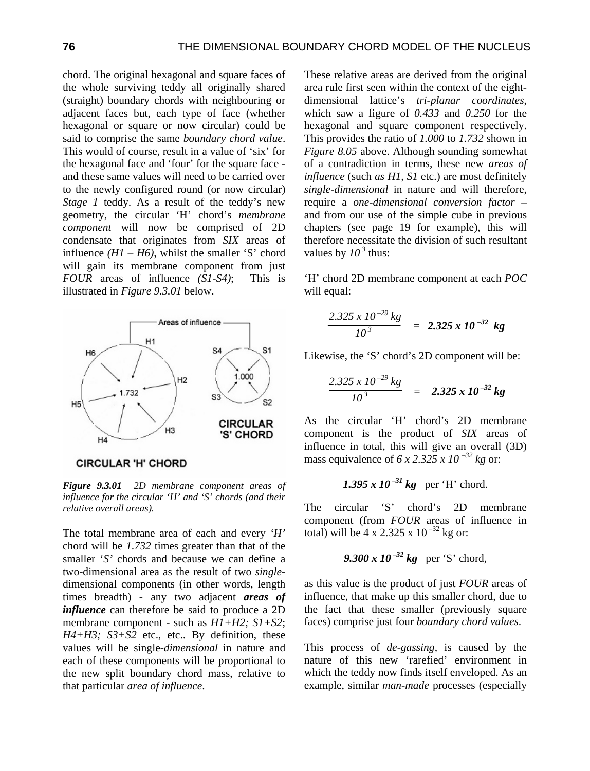chord. The original hexagonal and square faces of the whole surviving teddy all originally shared (straight) boundary chords with neighbouring or adjacent faces but, each type of face (whether hexagonal or square or now circular) could be said to comprise the same *boundary chord value*. This would of course, result in a value of 'six' for the hexagonal face and 'four' for the square face - and these same values will need to be carried over to the newly configured round (or now circular) *Stage 1* teddy. As a result of the teddy's new geometry, the circular 'H' chord's *membrane component* will now be comprised of 2D condensate that originates from *SIX* areas of influence *(H1 – H6)*, whilst the smaller 'S' chord will gain its membrane component from just *FOUR* areas of influence *(S1-S4)*; This is illustrated in *Figure 9.3.01* below.

***Figure 9.3.01*** *2D membrane component areas of influence for the circular 'H' and 'S' chords (and their relative overall areas).*

The total membrane area of each and every *'H'* chord will be *1.732* times greater than that of the smaller *'S'* chords and because we can define a two-dimensional area as the result of two *single*-dimensional components (in other words, length times breadth) - any two adjacent ***areas of influence*** can therefore be said to produce a 2D membrane component - such as *H1+H2; S1+S2*; *H4+H3; S3+S2* etc., etc.. By definition, these values will be single-*dimensional* in nature and each of these components will be proportional to the new split boundary chord mass, relative to that particular *area of influence*.

These relative areas are derived from the original area rule first seen within the context of the eight-dimensional lattice's *tri-planar coordinates*, which saw a figure of *0.433* and *0.250* for the hexagonal and square component respectively. This provides the ratio of *1.000* to *1.732* shown in *Figure 8.05* above. Although sounding somewhat of a contradiction in terms, these new *areas of influence* (such *as H1, S1* etc.) are most definitely *single-dimensional* in nature and will therefore, require a *one-dimensional conversion factor* – and from our use of the simple cube in previous chapters (see page 19 for example), this will therefore necessitate the division of such resultant values by $10^3$ thus:

'H' chord 2D membrane component at each *POC* will equal:

$$\frac{2.325 \times 10^{-29}\ kg}{10^3} = \mathbf{2.325 \times 10^{-32}\ kg}$$

Likewise, the 'S' chord's 2D component will be:

$$\frac{2.325 \times 10^{-29}\ kg}{10^3} = \mathbf{2.325 \times 10^{-32}\ kg}$$

As the circular 'H' chord's 2D membrane component is the product of *SIX* areas of influence in total, this will give an overall (3D) mass equivalence of $6 \times 2.325 \times 10^{-32}\ kg$ or:

$\mathbf{1.395 \times 10^{-31}\ kg}$ per 'H' chord.

The circular 'S' chord's 2D membrane component (from *FOUR* areas of influence in total) will be $4 \times 2.325 \times 10^{-32}$ kg or:

$\mathbf{9.300 \times 10^{-32}\ kg}$ per 'S' chord,

as this value is the product of just *FOUR* areas of influence, that make up this smaller chord, due to the fact that these smaller (previously square faces) comprise just four *boundary chord values*.

This process of *de-gassing*, is caused by the nature of this new 'rarefied' environment in which the teddy now finds itself enveloped. As an example, similar *man-made* processes (especially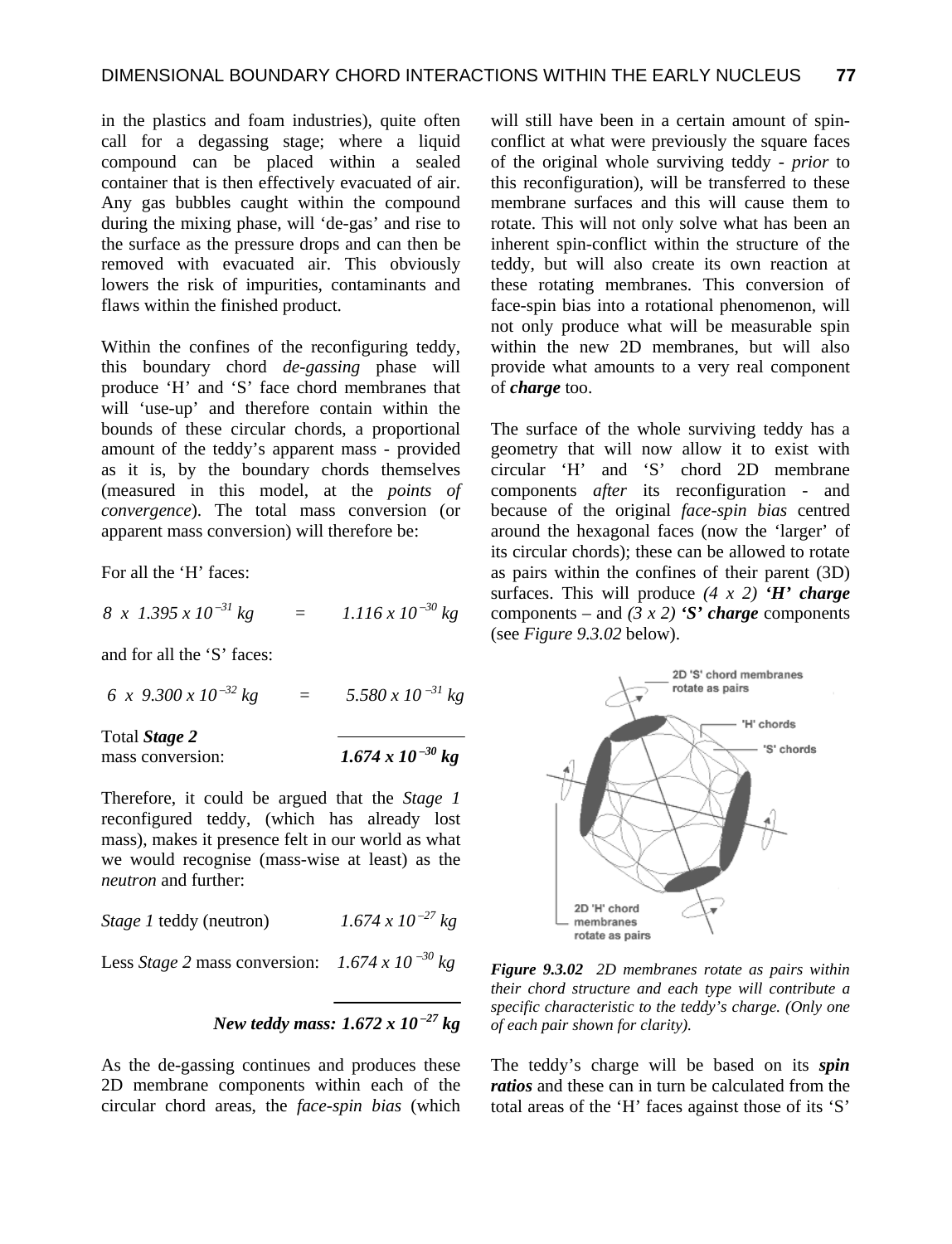in the plastics and foam industries), quite often call for a degassing stage; where a liquid compound can be placed within a sealed container that is then effectively evacuated of air. Any gas bubbles caught within the compound during the mixing phase, will 'de-gas' and rise to the surface as the pressure drops and can then be removed with evacuated air. This obviously lowers the risk of impurities, contaminants and flaws within the finished product.

Within the confines of the reconfiguring teddy, this boundary chord *de-gassing* phase will produce 'H' and 'S' face chord membranes that will 'use-up' and therefore contain within the bounds of these circular chords, a proportional amount of the teddy's apparent mass - provided as it is, by the boundary chords themselves (measured in this model, at the *points of convergence*). The total mass conversion (or apparent mass conversion) will therefore be:

For all the 'H' faces:

$$8 \times 1.395 \times 10^{-31}\ kg \quad = \quad 1.116 \times 10^{-30}\ kg$$

and for all the 'S' faces:

$$6 \times 9.300 \times 10^{-32}\ kg \quad = \quad 5.580 \times 10^{-31}\ kg$$

Total ***Stage 2*** mass conversion: $\mathbf{1.674 \times 10^{-30}\ kg}$

Therefore, it could be argued that the *Stage 1* reconfigured teddy, (which has already lost mass), makes it presence felt in our world as what we would recognise (mass-wise at least) as the *neutron* and further:

*Stage 1* teddy (neutron) $1.674 \times 10^{-27}\ kg$

Less *Stage 2* mass conversion: $1.674 \times 10^{-30}\ kg$

***New teddy mass:*** $\mathbf{1.672 \times 10^{-27}\ kg}$

As the de-gassing continues and produces these 2D membrane components within each of the circular chord areas, the *face-spin bias* (which will still have been in a certain amount of spin-conflict at what were previously the square faces of the original whole surviving teddy - *prior* to this reconfiguration), will be transferred to these membrane surfaces and this will cause them to rotate. This will not only solve what has been an inherent spin-conflict within the structure of the teddy, but will also create its own reaction at these rotating membranes. This conversion of face-spin bias into a rotational phenomenon, will not only produce what will be measurable spin within the new 2D membranes, but will also provide what amounts to a very real component of ***charge*** too.

The surface of the whole surviving teddy has a geometry that will now allow it to exist with circular 'H' and 'S' chord 2D membrane components *after* its reconfiguration - and because of the original *face-spin bias* centred around the hexagonal faces (now the 'larger' of its circular chords); these can be allowed to rotate as pairs within the confines of their parent (3D) surfaces. This will produce *(4 x 2)* ***'H' charge*** components – and *(3 x 2)* ***'S' charge*** components (see *Figure 9.3.02* below).

***Figure 9.3.02*** *2D membranes rotate as pairs within their chord structure and each type will contribute a specific characteristic to the teddy's charge. (Only one of each pair shown for clarity).*

The teddy's charge will be based on its ***spin ratios*** and these can in turn be calculated from the total areas of the 'H' faces against those of its 'S'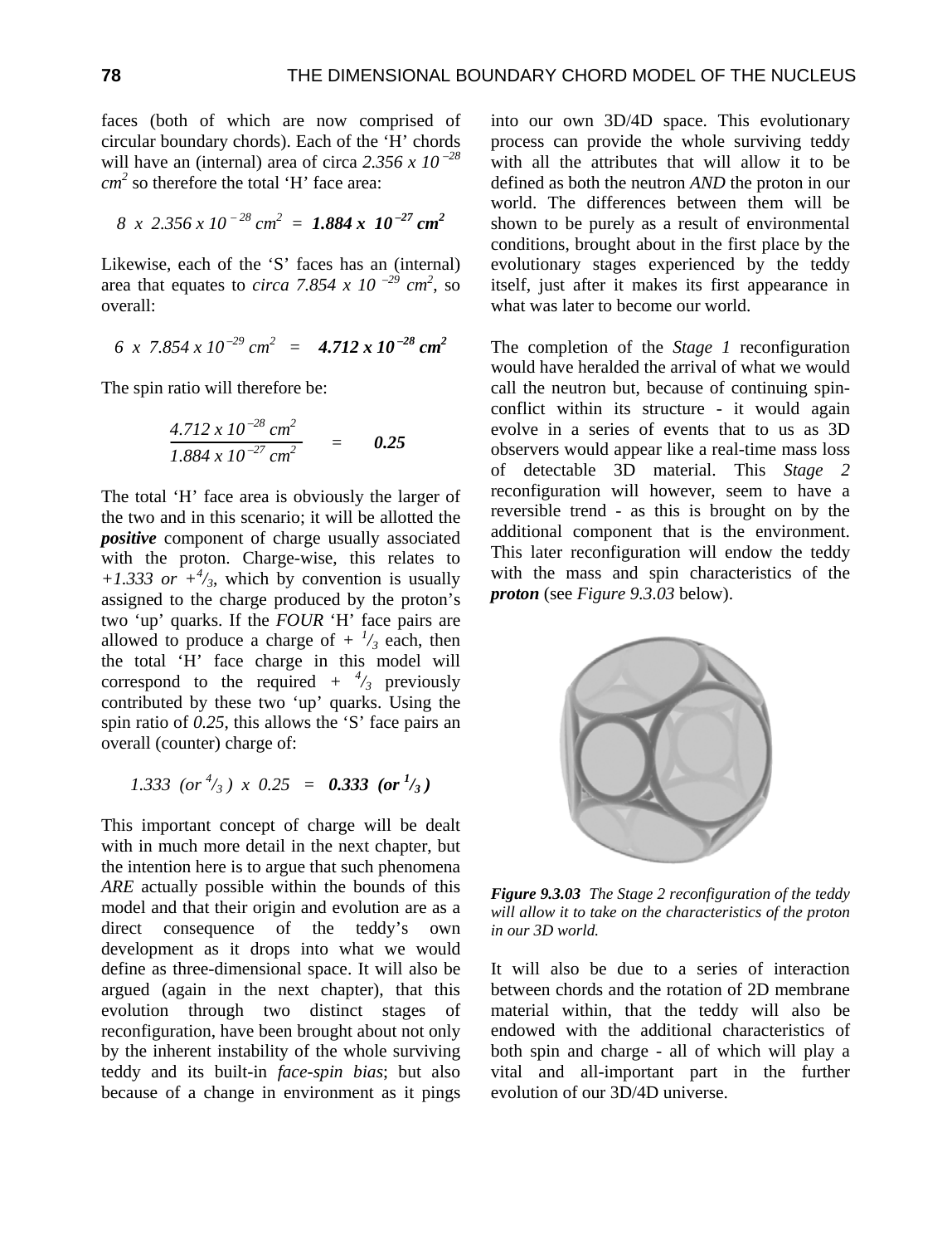faces (both of which are now comprised of circular boundary chords). Each of the 'H' chords will have an (internal) area of circa $2.356 \times 10^{-28}$ $cm^2$ so therefore the total 'H' face area:

$$8 \times 2.356 \times 10^{-28}\ cm^2 = \mathbf{1.884 \times 10^{-27}\ cm^2}$$

Likewise, each of the 'S' faces has an (internal) area that equates to *circa* $7.854 \times 10^{-29}\ cm^2$, so overall:

$$6 \times 7.854 \times 10^{-29}\ cm^2 = \mathbf{4.712 \times 10^{-28}\ cm^2}$$

The spin ratio will therefore be:

$$\frac{4.712 \times 10^{-28}\ cm^2}{1.884 \times 10^{-27}\ cm^2} = \mathbf{0.25}$$

The total 'H' face area is obviously the larger of the two and in this scenario; it will be allotted the ***positive*** component of charge usually associated with the proton. Charge-wise, this relates to $+1.333$ *or* $+^4/_3$, which by convention is usually assigned to the charge produced by the proton's two 'up' quarks. If the *FOUR* 'H' face pairs are allowed to produce a charge of $+ ^1/_3$ each, then the total 'H' face charge in this model will correspond to the required $+ ^4/_3$ previously contributed by these two 'up' quarks. Using the spin ratio of *0.25*, this allows the 'S' face pairs an overall (counter) charge of:

$$1.333\ (\text{or } ^4/_3) \times 0.25 = \mathbf{0.333\ (or\ ^1/_3)}$$

This important concept of charge will be dealt with in much more detail in the next chapter, but the intention here is to argue that such phenomena *ARE* actually possible within the bounds of this model and that their origin and evolution are as a direct consequence of the teddy's own development as it drops into what we would define as three-dimensional space. It will also be argued (again in the next chapter), that this evolution through two distinct stages of reconfiguration, have been brought about not only by the inherent instability of the whole surviving teddy and its built-in *face-spin bias*; but also because of a change in environment as it pings into our own 3D/4D space. This evolutionary process can provide the whole surviving teddy with all the attributes that will allow it to be defined as both the neutron *AND* the proton in our world. The differences between them will be shown to be purely as a result of environmental conditions, brought about in the first place by the evolutionary stages experienced by the teddy itself, just after it makes its first appearance in what was later to become our world.

The completion of the *Stage 1* reconfiguration would have heralded the arrival of what we would call the neutron but, because of continuing spin-conflict within its structure - it would again evolve in a series of events that to us as 3D observers would appear like a real-time mass loss of detectable 3D material. This *Stage 2* reconfiguration will however, seem to have a reversible trend - as this is brought on by the additional component that is the environment. This later reconfiguration will endow the teddy with the mass and spin characteristics of the ***proton*** (see *Figure 9.3.03* below).

***Figure 9.3.03*** *The Stage 2 reconfiguration of the teddy will allow it to take on the characteristics of the proton in our 3D world.*

It will also be due to a series of interaction between chords and the rotation of 2D membrane material within, that the teddy will also be endowed with the additional characteristics of both spin and charge - all of which will play a vital and all-important part in the further evolution of our 3D/4D universe.